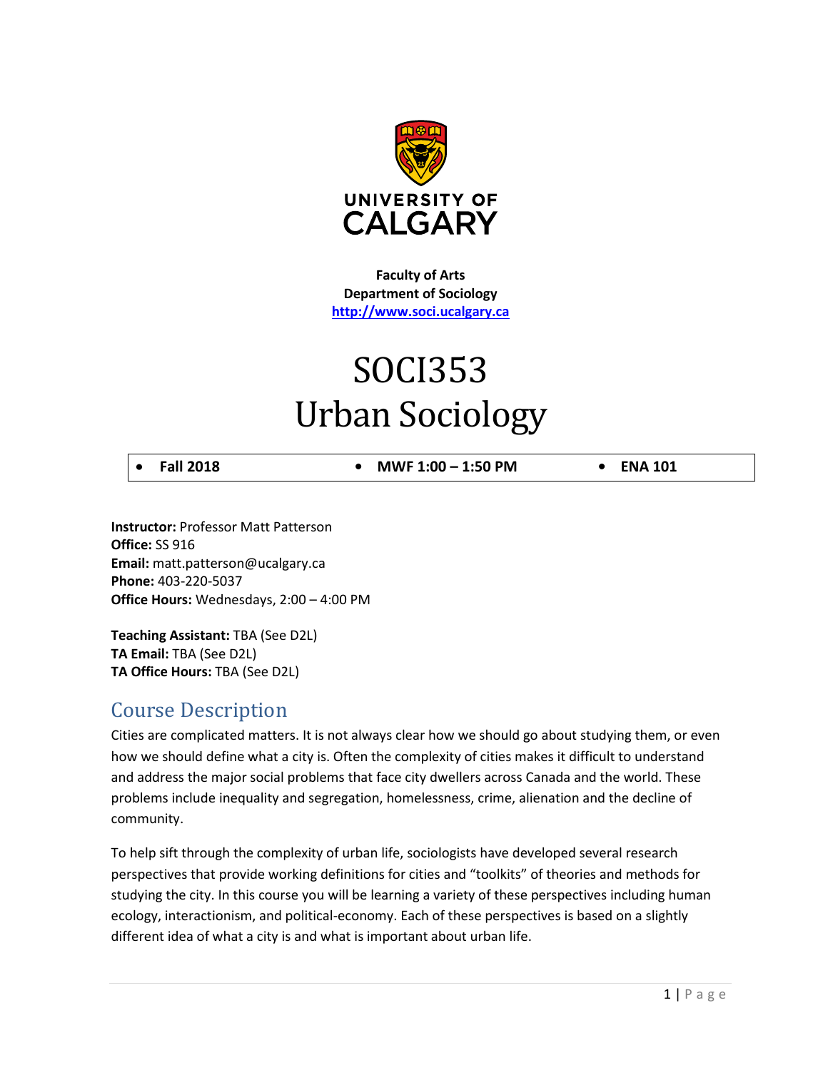UNIVERSITY OF CALGARY

**Faculty of Arts**
**Department of Sociology**
**http://www.soci.ucalgary.ca**

# SOCI353
# Urban Sociology

- **Fall 2018**
- **MWF 1:00 – 1:50 PM**
- **ENA 101**

**Instructor:** Professor Matt Patterson
**Office:** SS 916
**Email:** matt.patterson@ucalgary.ca
**Phone:** 403-220-5037
**Office Hours:** Wednesdays, 2:00 – 4:00 PM

**Teaching Assistant:** TBA (See D2L)
**TA Email:** TBA (See D2L)
**TA Office Hours:** TBA (See D2L)

## Course Description

Cities are complicated matters. It is not always clear how we should go about studying them, or even how we should define what a city is. Often the complexity of cities makes it difficult to understand and address the major social problems that face city dwellers across Canada and the world. These problems include inequality and segregation, homelessness, crime, alienation and the decline of community.

To help sift through the complexity of urban life, sociologists have developed several research perspectives that provide working definitions for cities and "toolkits" of theories and methods for studying the city. In this course you will be learning a variety of these perspectives including human ecology, interactionism, and political-economy. Each of these perspectives is based on a slightly different idea of what a city is and what is important about urban life.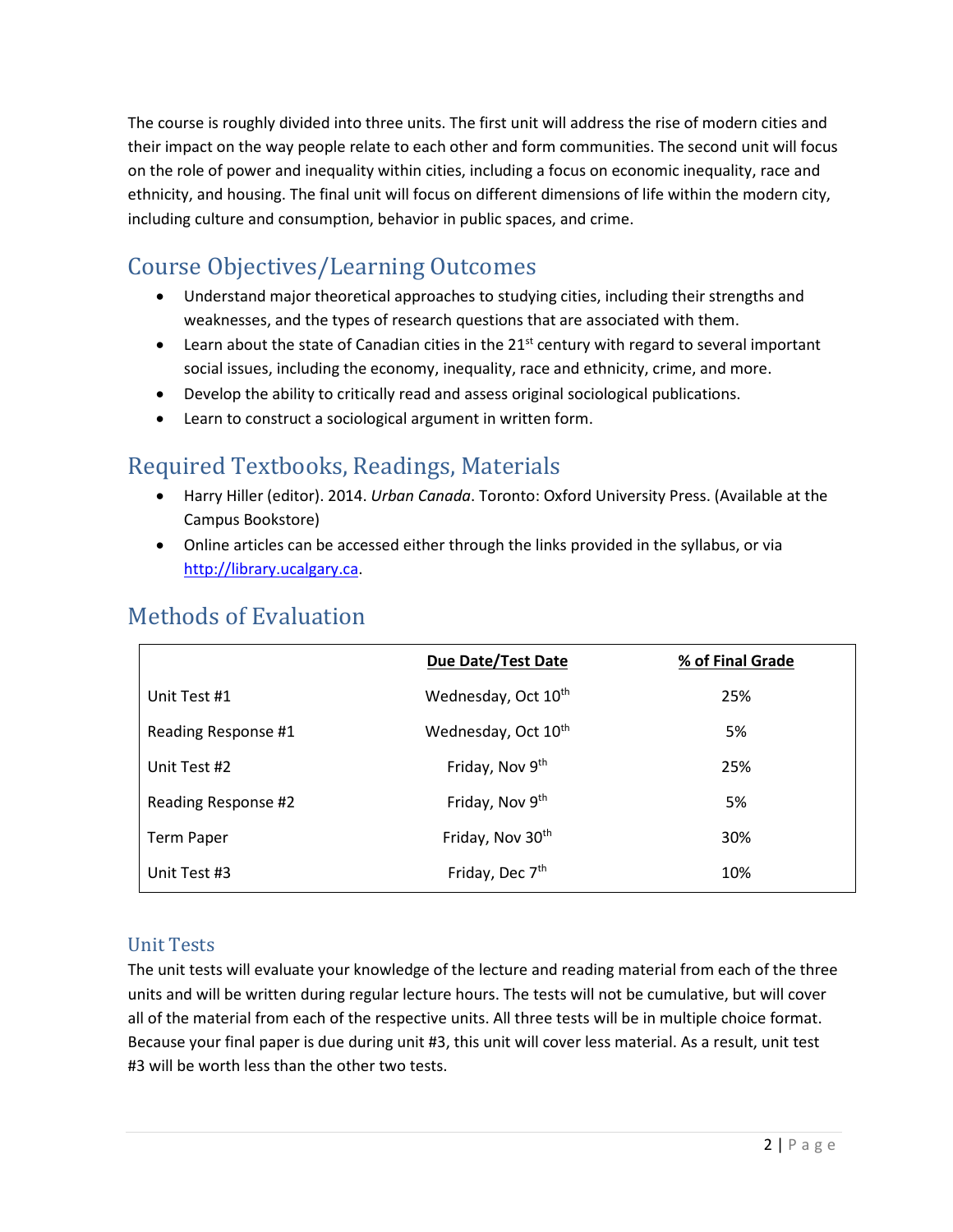The course is roughly divided into three units. The first unit will address the rise of modern cities and their impact on the way people relate to each other and form communities. The second unit will focus on the role of power and inequality within cities, including a focus on economic inequality, race and ethnicity, and housing. The final unit will focus on different dimensions of life within the modern city, including culture and consumption, behavior in public spaces, and crime.

## Course Objectives/Learning Outcomes

- Understand major theoretical approaches to studying cities, including their strengths and weaknesses, and the types of research questions that are associated with them.
- Learn about the state of Canadian cities in the 21st century with regard to several important social issues, including the economy, inequality, race and ethnicity, crime, and more.
- Develop the ability to critically read and assess original sociological publications.
- Learn to construct a sociological argument in written form.

## Required Textbooks, Readings, Materials

- Harry Hiller (editor). 2014. *Urban Canada*. Toronto: Oxford University Press. (Available at the Campus Bookstore)
- Online articles can be accessed either through the links provided in the syllabus, or via http://library.ucalgary.ca.

## Methods of Evaluation

| | **Due Date/Test Date** | **% of Final Grade** |
|---|---|---|
| Unit Test #1 | Wednesday, Oct 10th | 25% |
| Reading Response #1 | Wednesday, Oct 10th | 5% |
| Unit Test #2 | Friday, Nov 9th | 25% |
| Reading Response #2 | Friday, Nov 9th | 5% |
| Term Paper | Friday, Nov 30th | 30% |
| Unit Test #3 | Friday, Dec 7th | 10% |

### Unit Tests

The unit tests will evaluate your knowledge of the lecture and reading material from each of the three units and will be written during regular lecture hours. The tests will not be cumulative, but will cover all of the material from each of the respective units. All three tests will be in multiple choice format. Because your final paper is due during unit #3, this unit will cover less material. As a result, unit test #3 will be worth less than the other two tests.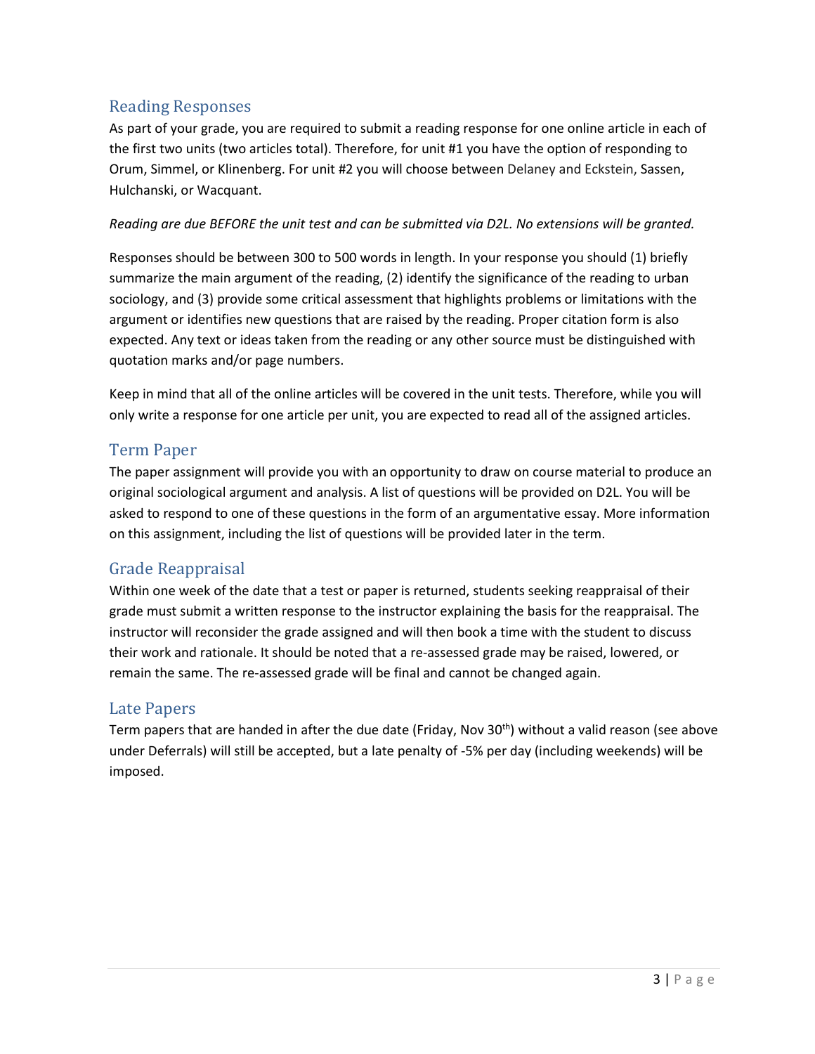## Reading Responses

As part of your grade, you are required to submit a reading response for one online article in each of the first two units (two articles total). Therefore, for unit #1 you have the option of responding to Orum, Simmel, or Klinenberg. For unit #2 you will choose between Delaney and Eckstein, Sassen, Hulchanski, or Wacquant.

*Reading are due BEFORE the unit test and can be submitted via D2L. No extensions will be granted.*

Responses should be between 300 to 500 words in length. In your response you should (1) briefly summarize the main argument of the reading, (2) identify the significance of the reading to urban sociology, and (3) provide some critical assessment that highlights problems or limitations with the argument or identifies new questions that are raised by the reading. Proper citation form is also expected. Any text or ideas taken from the reading or any other source must be distinguished with quotation marks and/or page numbers.

Keep in mind that all of the online articles will be covered in the unit tests. Therefore, while you will only write a response for one article per unit, you are expected to read all of the assigned articles.

## Term Paper

The paper assignment will provide you with an opportunity to draw on course material to produce an original sociological argument and analysis. A list of questions will be provided on D2L. You will be asked to respond to one of these questions in the form of an argumentative essay. More information on this assignment, including the list of questions will be provided later in the term.

## Grade Reappraisal

Within one week of the date that a test or paper is returned, students seeking reappraisal of their grade must submit a written response to the instructor explaining the basis for the reappraisal. The instructor will reconsider the grade assigned and will then book a time with the student to discuss their work and rationale. It should be noted that a re-assessed grade may be raised, lowered, or remain the same. The re-assessed grade will be final and cannot be changed again.

## Late Papers

Term papers that are handed in after the due date (Friday, Nov 30th) without a valid reason (see above under Deferrals) will still be accepted, but a late penalty of -5% per day (including weekends) will be imposed.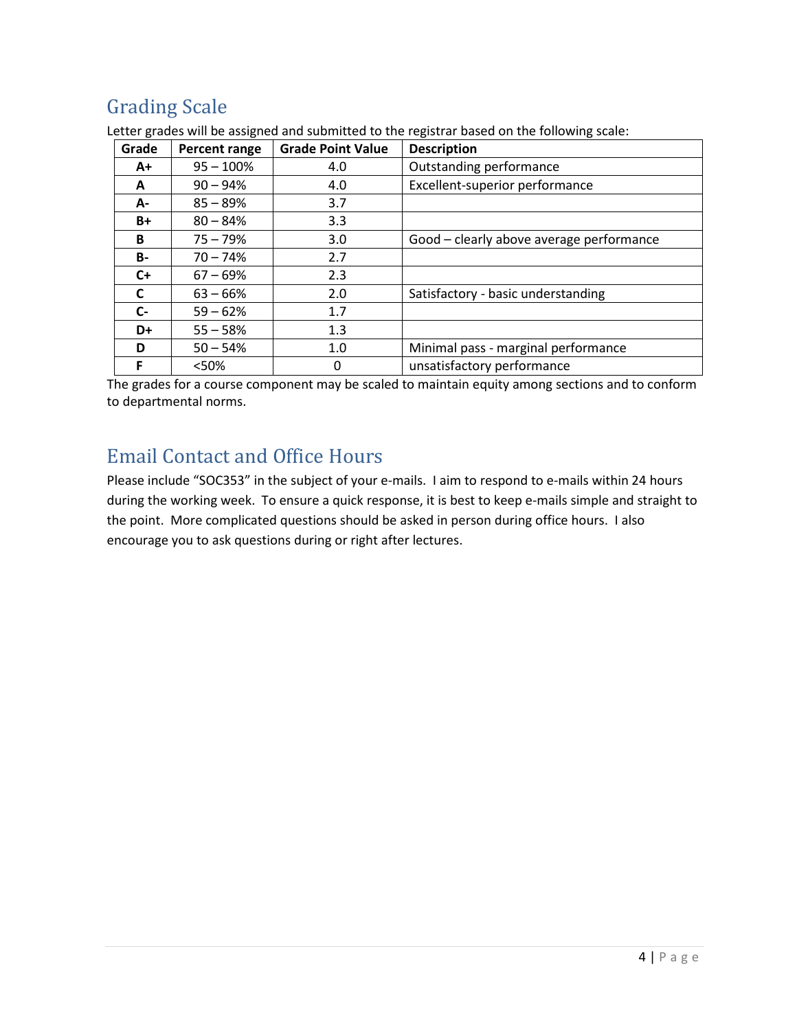## Grading Scale

Letter grades will be assigned and submitted to the registrar based on the following scale:

| Grade | Percent range | Grade Point Value | Description |
|---|---|---|---|
| A+ | 95 – 100% | 4.0 | Outstanding performance |
| A | 90 – 94% | 4.0 | Excellent-superior performance |
| A- | 85 – 89% | 3.7 | |
| B+ | 80 – 84% | 3.3 | |
| B | 75 – 79% | 3.0 | Good – clearly above average performance |
| B- | 70 – 74% | 2.7 | |
| C+ | 67 – 69% | 2.3 | |
| C | 63 – 66% | 2.0 | Satisfactory - basic understanding |
| C- | 59 – 62% | 1.7 | |
| D+ | 55 – 58% | 1.3 | |
| D | 50 – 54% | 1.0 | Minimal pass - marginal performance |
| F | <50% | 0 | unsatisfactory performance |

The grades for a course component may be scaled to maintain equity among sections and to conform to departmental norms.

## Email Contact and Office Hours

Please include "SOC353" in the subject of your e-mails. I aim to respond to e-mails within 24 hours during the working week. To ensure a quick response, it is best to keep e-mails simple and straight to the point. More complicated questions should be asked in person during office hours. I also encourage you to ask questions during or right after lectures.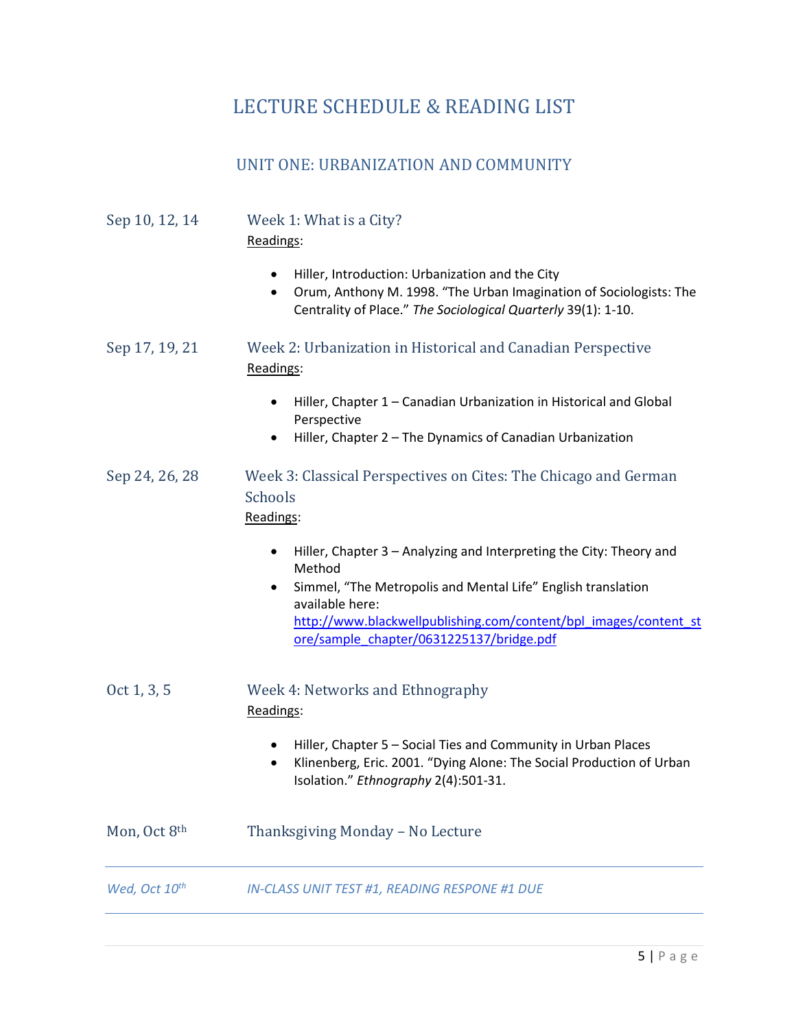# LECTURE SCHEDULE & READING LIST

## UNIT ONE: URBANIZATION AND COMMUNITY

**Sep 10, 12, 14** — Week 1: What is a City?

Readings:

- Hiller, Introduction: Urbanization and the City
- Orum, Anthony M. 1998. "The Urban Imagination of Sociologists: The Centrality of Place." *The Sociological Quarterly* 39(1): 1-10.

**Sep 17, 19, 21** — Week 2: Urbanization in Historical and Canadian Perspective

Readings:

- Hiller, Chapter 1 – Canadian Urbanization in Historical and Global Perspective
- Hiller, Chapter 2 – The Dynamics of Canadian Urbanization

**Sep 24, 26, 28** — Week 3: Classical Perspectives on Cites: The Chicago and German Schools

Readings:

- Hiller, Chapter 3 – Analyzing and Interpreting the City: Theory and Method
- Simmel, "The Metropolis and Mental Life" English translation available here: http://www.blackwellpublishing.com/content/bpl_images/content_store/sample_chapter/0631225137/bridge.pdf

**Oct 1, 3, 5** — Week 4: Networks and Ethnography

Readings:

- Hiller, Chapter 5 – Social Ties and Community in Urban Places
- Klinenberg, Eric. 2001. "Dying Alone: The Social Production of Urban Isolation." *Ethnography* 2(4):501-31.

**Mon, Oct 8th** — Thanksgiving Monday – No Lecture

---

*Wed, Oct 10th* — *IN-CLASS UNIT TEST #1, READING RESPONE #1 DUE*

---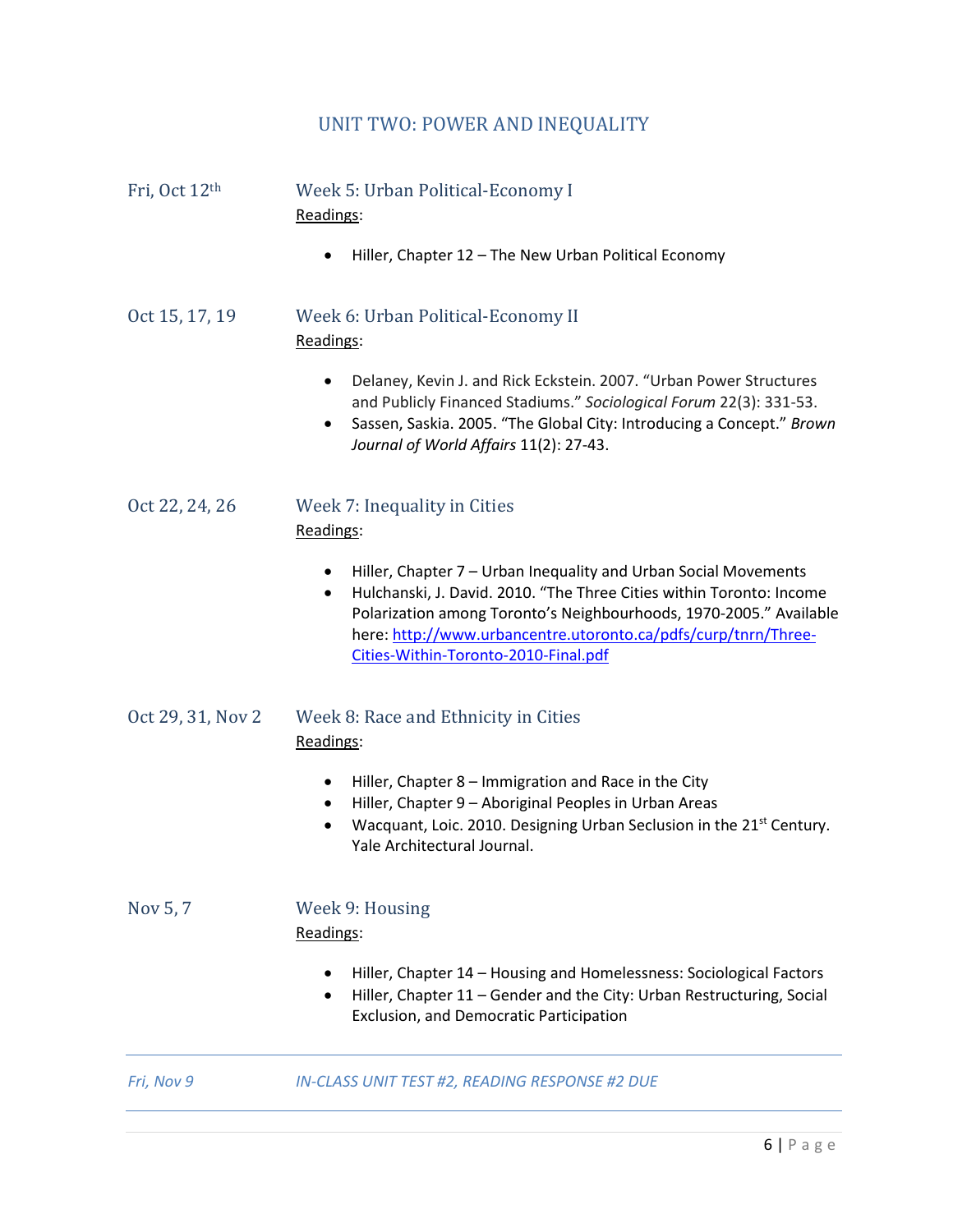## UNIT TWO: POWER AND INEQUALITY

**Fri, Oct 12th** — **Week 5: Urban Political-Economy I**

Readings:

- Hiller, Chapter 12 – The New Urban Political Economy

**Oct 15, 17, 19** — **Week 6: Urban Political-Economy II**

Readings:

- Delaney, Kevin J. and Rick Eckstein. 2007. "Urban Power Structures and Publicly Financed Stadiums." *Sociological Forum* 22(3): 331-53.
- Sassen, Saskia. 2005. "The Global City: Introducing a Concept." *Brown Journal of World Affairs* 11(2): 27-43.

**Oct 22, 24, 26** — **Week 7: Inequality in Cities**

Readings:

- Hiller, Chapter 7 – Urban Inequality and Urban Social Movements
- Hulchanski, J. David. 2010. "The Three Cities within Toronto: Income Polarization among Toronto's Neighbourhoods, 1970-2005." Available here: [http://www.urbancentre.utoronto.ca/pdfs/curp/tnrn/Three-Cities-Within-Toronto-2010-Final.pdf](http://www.urbancentre.utoronto.ca/pdfs/curp/tnrn/Three-Cities-Within-Toronto-2010-Final.pdf)

**Oct 29, 31, Nov 2** — **Week 8: Race and Ethnicity in Cities**

Readings:

- Hiller, Chapter 8 – Immigration and Race in the City
- Hiller, Chapter 9 – Aboriginal Peoples in Urban Areas
- Wacquant, Loic. 2010. Designing Urban Seclusion in the 21st Century. Yale Architectural Journal.

**Nov 5, 7** — **Week 9: Housing**

Readings:

- Hiller, Chapter 14 – Housing and Homelessness: Sociological Factors
- Hiller, Chapter 11 – Gender and the City: Urban Restructuring, Social Exclusion, and Democratic Participation

---

*Fri, Nov 9* — *IN-CLASS UNIT TEST #2, READING RESPONSE #2 DUE*

---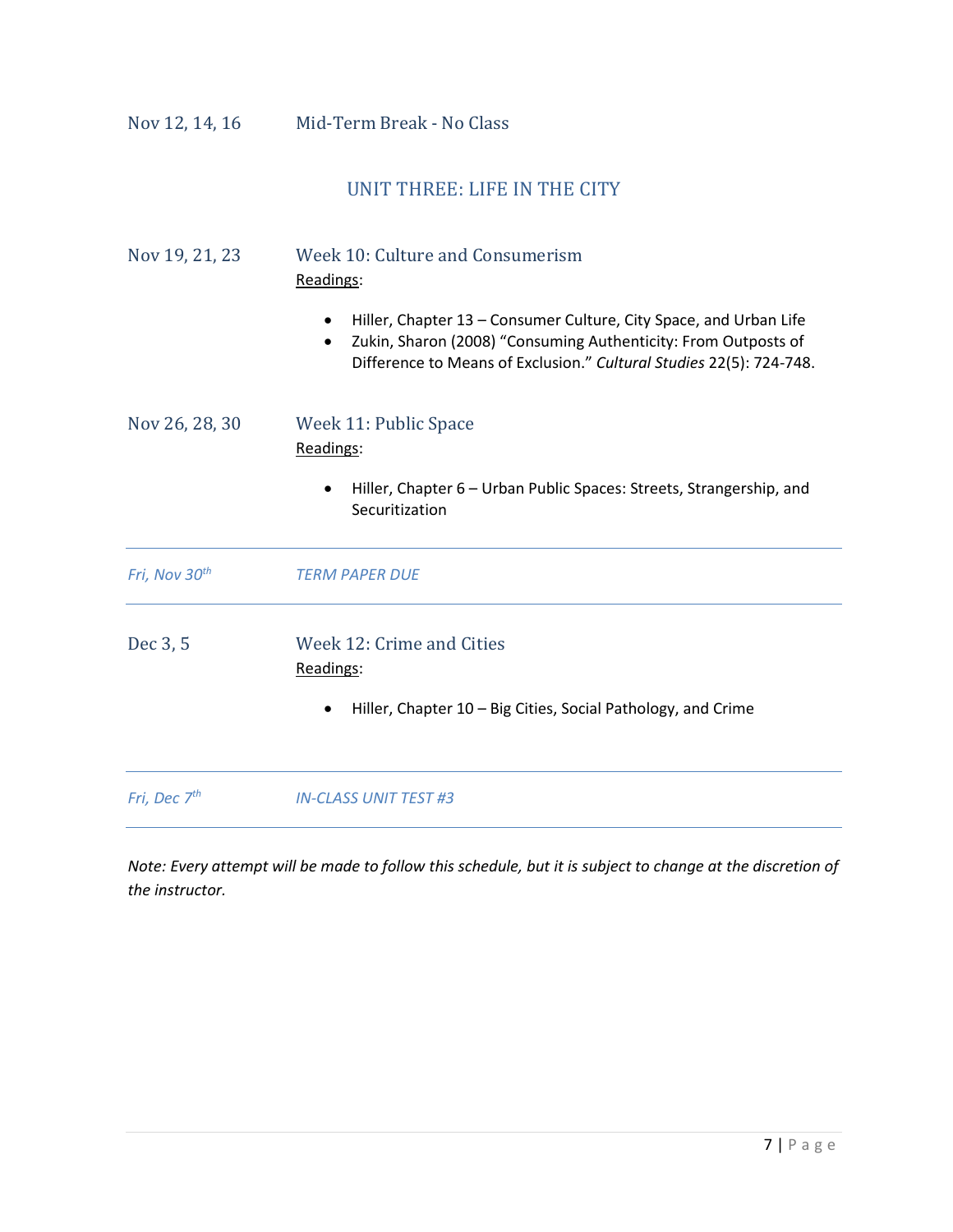Nov 12, 14, 16 — Mid-Term Break - No Class

## UNIT THREE: LIFE IN THE CITY

Nov 19, 21, 23 — **Week 10: Culture and Consumerism**

Readings:

- Hiller, Chapter 13 – Consumer Culture, City Space, and Urban Life
- Zukin, Sharon (2008) "Consuming Authenticity: From Outposts of Difference to Means of Exclusion." *Cultural Studies* 22(5): 724-748.

Nov 26, 28, 30 — **Week 11: Public Space**

Readings:

- Hiller, Chapter 6 – Urban Public Spaces: Streets, Strangership, and Securitization

---

*Fri, Nov 30th* — *TERM PAPER DUE*

---

Dec 3, 5 — **Week 12: Crime and Cities**

Readings:

- Hiller, Chapter 10 – Big Cities, Social Pathology, and Crime

---

*Fri, Dec 7th* — *IN-CLASS UNIT TEST #3*

---

*Note: Every attempt will be made to follow this schedule, but it is subject to change at the discretion of the instructor.*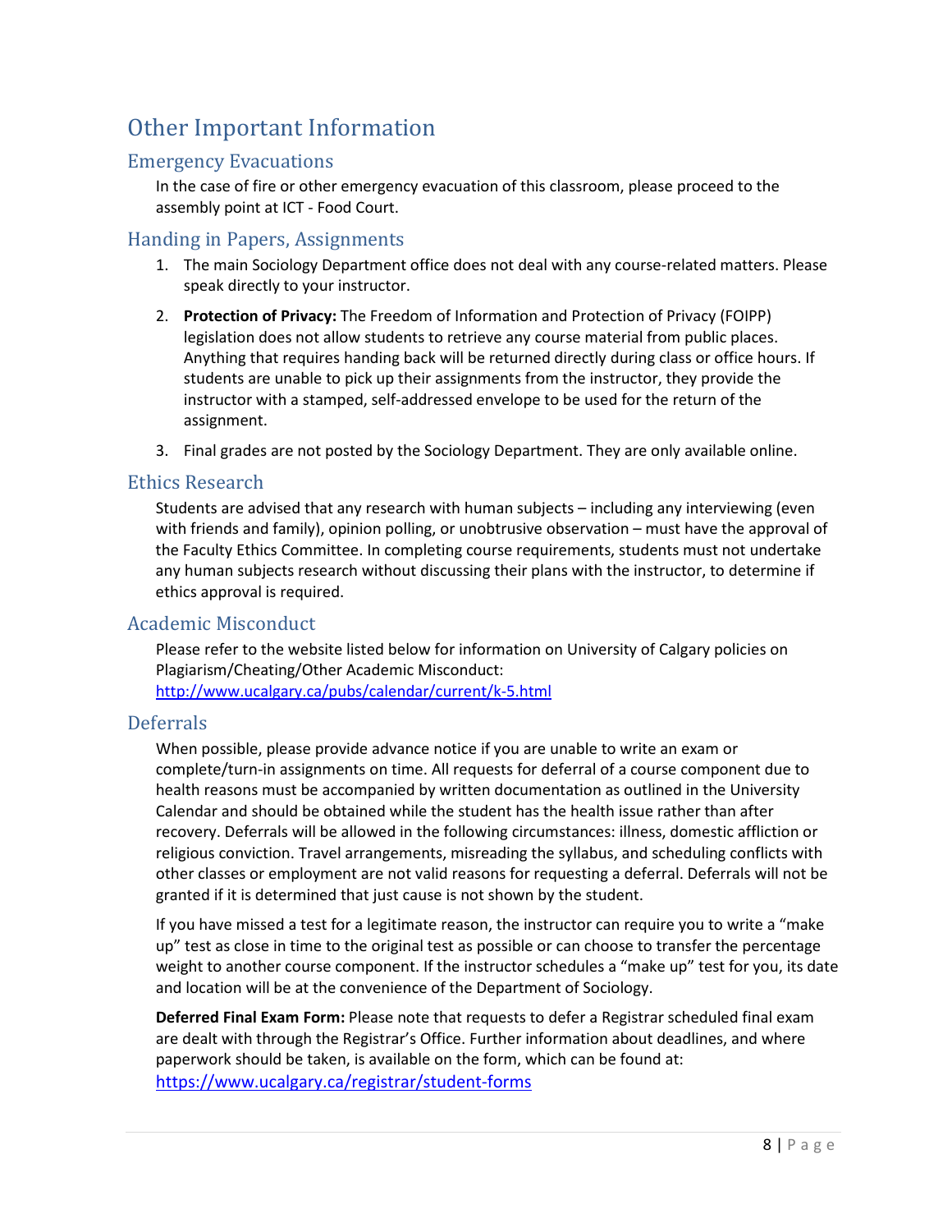# Other Important Information

## Emergency Evacuations

In the case of fire or other emergency evacuation of this classroom, please proceed to the assembly point at ICT - Food Court.

## Handing in Papers, Assignments

1. The main Sociology Department office does not deal with any course-related matters. Please speak directly to your instructor.
2. **Protection of Privacy:** The Freedom of Information and Protection of Privacy (FOIPP) legislation does not allow students to retrieve any course material from public places. Anything that requires handing back will be returned directly during class or office hours. If students are unable to pick up their assignments from the instructor, they provide the instructor with a stamped, self-addressed envelope to be used for the return of the assignment.
3. Final grades are not posted by the Sociology Department. They are only available online.

## Ethics Research

Students are advised that any research with human subjects – including any interviewing (even with friends and family), opinion polling, or unobtrusive observation – must have the approval of the Faculty Ethics Committee. In completing course requirements, students must not undertake any human subjects research without discussing their plans with the instructor, to determine if ethics approval is required.

## Academic Misconduct

Please refer to the website listed below for information on University of Calgary policies on Plagiarism/Cheating/Other Academic Misconduct:
http://www.ucalgary.ca/pubs/calendar/current/k-5.html

## Deferrals

When possible, please provide advance notice if you are unable to write an exam or complete/turn-in assignments on time. All requests for deferral of a course component due to health reasons must be accompanied by written documentation as outlined in the University Calendar and should be obtained while the student has the health issue rather than after recovery. Deferrals will be allowed in the following circumstances: illness, domestic affliction or religious conviction. Travel arrangements, misreading the syllabus, and scheduling conflicts with other classes or employment are not valid reasons for requesting a deferral. Deferrals will not be granted if it is determined that just cause is not shown by the student.

If you have missed a test for a legitimate reason, the instructor can require you to write a "make up" test as close in time to the original test as possible or can choose to transfer the percentage weight to another course component. If the instructor schedules a "make up" test for you, its date and location will be at the convenience of the Department of Sociology.

**Deferred Final Exam Form:** Please note that requests to defer a Registrar scheduled final exam are dealt with through the Registrar's Office. Further information about deadlines, and where paperwork should be taken, is available on the form, which can be found at:
https://www.ucalgary.ca/registrar/student-forms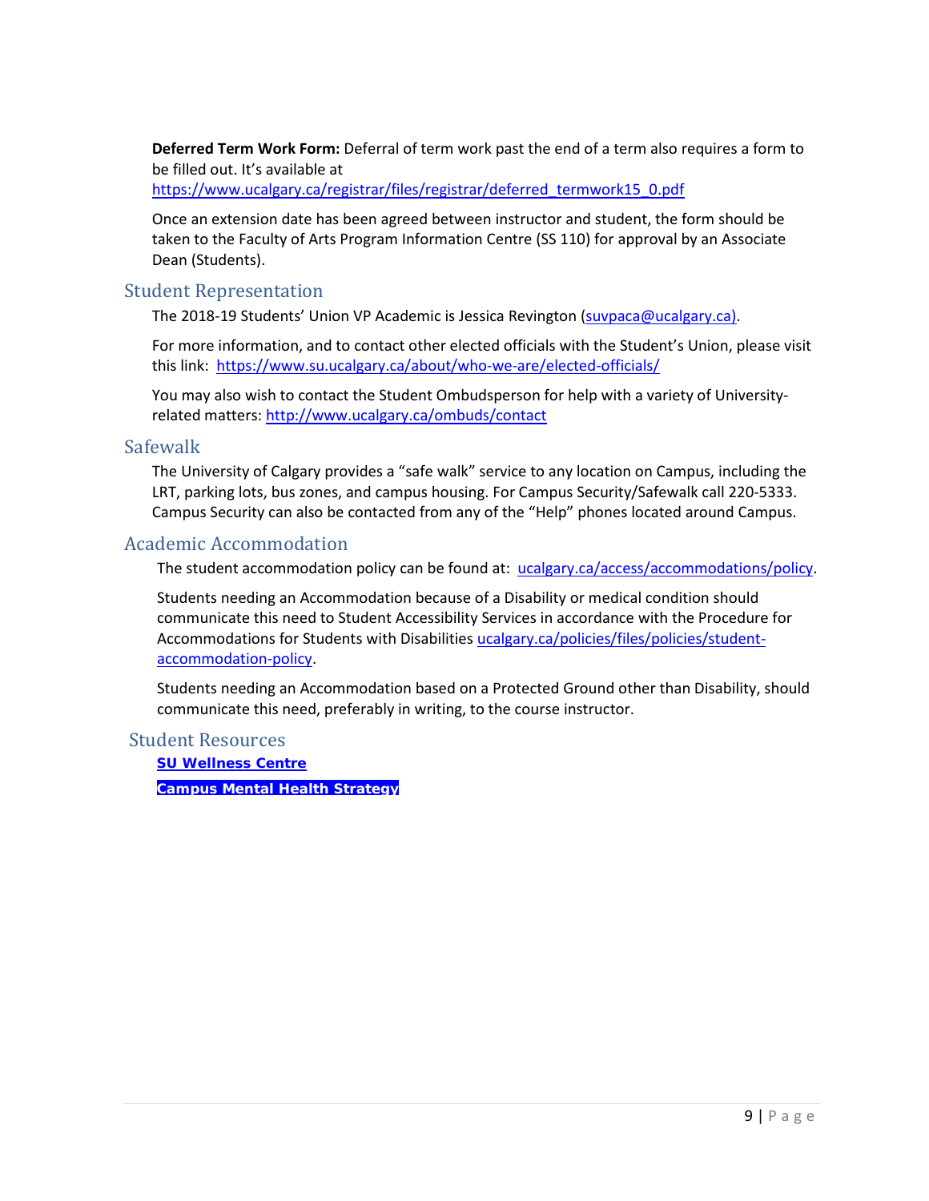**Deferred Term Work Form:** Deferral of term work past the end of a term also requires a form to be filled out. It's available at https://www.ucalgary.ca/registrar/files/registrar/deferred_termwork15_0.pdf

Once an extension date has been agreed between instructor and student, the form should be taken to the Faculty of Arts Program Information Centre (SS 110) for approval by an Associate Dean (Students).

## Student Representation

The 2018-19 Students' Union VP Academic is Jessica Revington (suvpaca@ucalgary.ca).

For more information, and to contact other elected officials with the Student's Union, please visit this link: https://www.su.ucalgary.ca/about/who-we-are/elected-officials/

You may also wish to contact the Student Ombudsperson for help with a variety of University-related matters: http://www.ucalgary.ca/ombuds/contact

## Safewalk

The University of Calgary provides a "safe walk" service to any location on Campus, including the LRT, parking lots, bus zones, and campus housing. For Campus Security/Safewalk call 220-5333. Campus Security can also be contacted from any of the "Help" phones located around Campus.

## Academic Accommodation

The student accommodation policy can be found at: ucalgary.ca/access/accommodations/policy.

Students needing an Accommodation because of a Disability or medical condition should communicate this need to Student Accessibility Services in accordance with the Procedure for Accommodations for Students with Disabilities ucalgary.ca/policies/files/policies/student-accommodation-policy.

Students needing an Accommodation based on a Protected Ground other than Disability, should communicate this need, preferably in writing, to the course instructor.

## Student Resources

**SU Wellness Centre**

**Campus Mental Health Strategy**